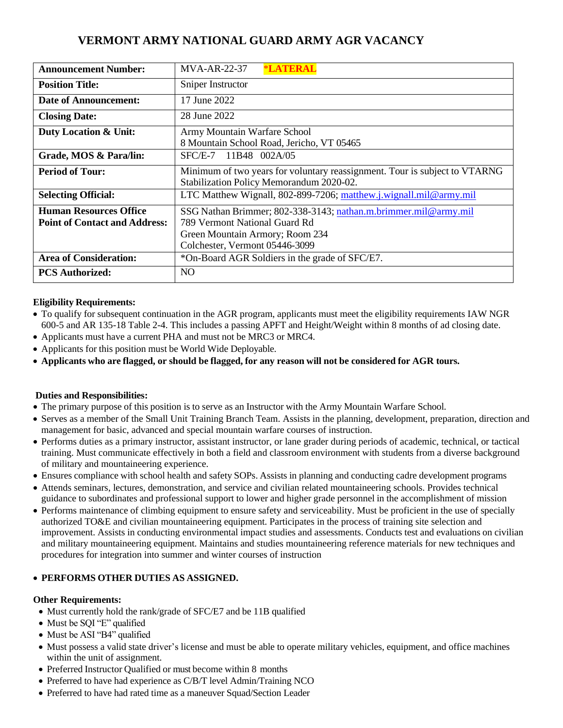# VERMONT ARMY NATIONAL GUARD ARMY AGR VACANCY

| **Announcement Number:** | MVA-AR-22-37 **\*LATERAL** |
|---|---|
| **Position Title:** | Sniper Instructor |
| **Date of Announcement:** | 17 June 2022 |
| **Closing Date:** | 28 June 2022 |
| **Duty Location & Unit:** | Army Mountain Warfare School<br>8 Mountain School Road, Jericho, VT 05465 |
| **Grade, MOS & Para/lin:** | SFC/E-7 11B48 002A/05 |
| **Period of Tour:** | Minimum of two years for voluntary reassignment. Tour is subject to VTARNG Stabilization Policy Memorandum 2020-02. |
| **Selecting Official:** | LTC Matthew Wignall, 802-899-7206; matthew.j.wignall.mil@army.mil |
| **Human Resources Office Point of Contact and Address:** | SSG Nathan Brimmer; 802-338-3143; nathan.m.brimmer.mil@army.mil<br>789 Vermont National Guard Rd<br>Green Mountain Armory; Room 234<br>Colchester, Vermont 05446-3099 |
| **Area of Consideration:** | *On-Board AGR Soldiers in the grade of SFC/E7. |
| **PCS Authorized:** | NO |

**Eligibility Requirements:**

- To qualify for subsequent continuation in the AGR program, applicants must meet the eligibility requirements IAW NGR 600-5 and AR 135-18 Table 2-4. This includes a passing APFT and Height/Weight within 8 months of ad closing date.
- Applicants must have a current PHA and must not be MRC3 or MRC4.
- Applicants for this position must be World Wide Deployable.
- **Applicants who are flagged, or should be flagged, for any reason will not be considered for AGR tours.**

**Duties and Responsibilities:**

- The primary purpose of this position is to serve as an Instructor with the Army Mountain Warfare School.
- Serves as a member of the Small Unit Training Branch Team. Assists in the planning, development, preparation, direction and management for basic, advanced and special mountain warfare courses of instruction.
- Performs duties as a primary instructor, assistant instructor, or lane grader during periods of academic, technical, or tactical training. Must communicate effectively in both a field and classroom environment with students from a diverse background of military and mountaineering experience.
- Ensures compliance with school health and safety SOPs. Assists in planning and conducting cadre development programs
- Attends seminars, lectures, demonstration, and service and civilian related mountaineering schools. Provides technical guidance to subordinates and professional support to lower and higher grade personnel in the accomplishment of mission
- Performs maintenance of climbing equipment to ensure safety and serviceability. Must be proficient in the use of specially authorized TO&E and civilian mountaineering equipment. Participates in the process of training site selection and improvement. Assists in conducting environmental impact studies and assessments. Conducts test and evaluations on civilian and military mountaineering equipment. Maintains and studies mountaineering reference materials for new techniques and procedures for integration into summer and winter courses of instruction

- **PERFORMS OTHER DUTIES AS ASSIGNED.**

**Other Requirements:**

- Must currently hold the rank/grade of SFC/E7 and be 11B qualified
- Must be SQI "E" qualified
- Must be ASI "B4" qualified
- Must possess a valid state driver's license and must be able to operate military vehicles, equipment, and office machines within the unit of assignment.
- Preferred Instructor Qualified or must become within 8 months
- Preferred to have had experience as C/B/T level Admin/Training NCO
- Preferred to have had rated time as a maneuver Squad/Section Leader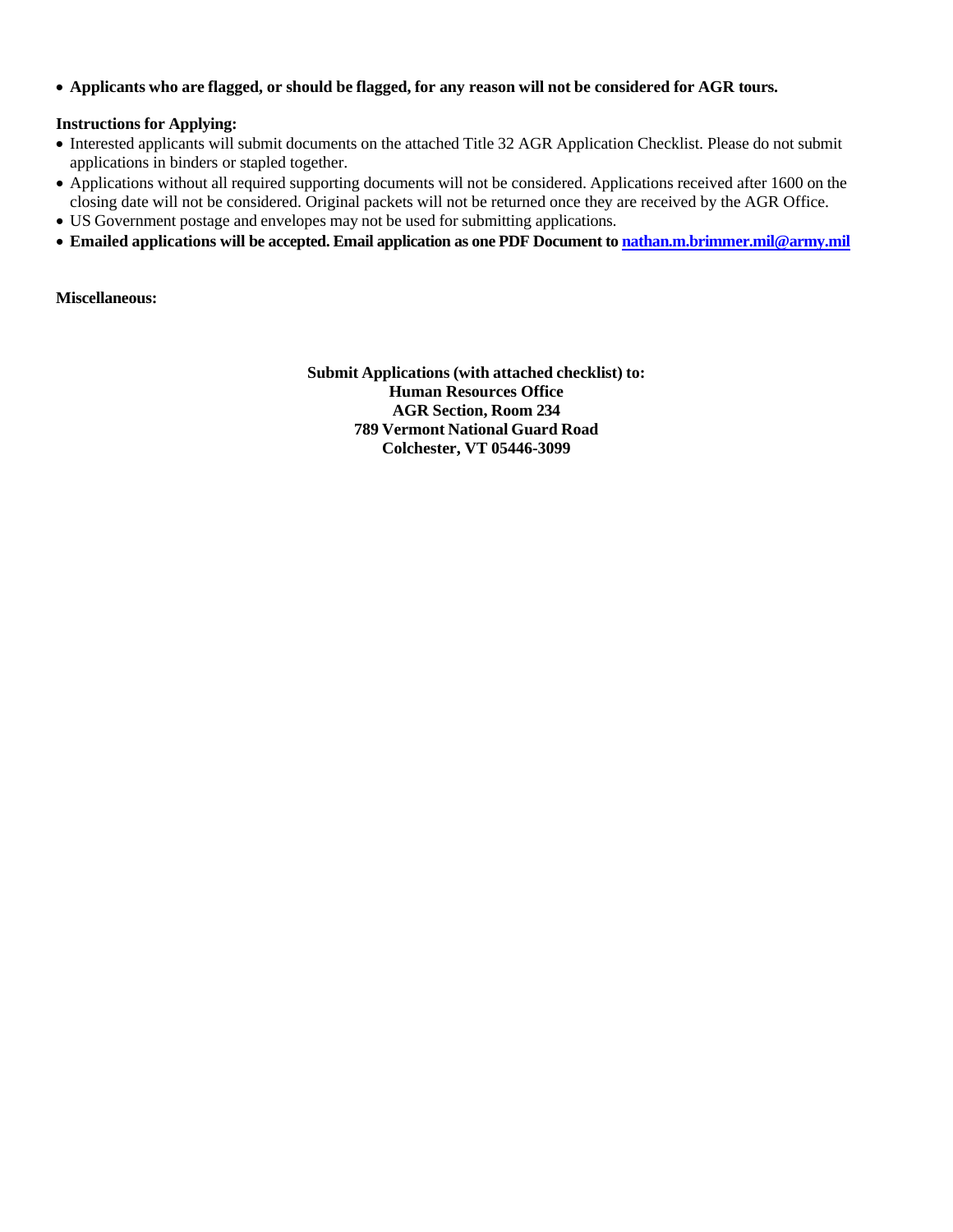- **Applicants who are flagged, or should be flagged, for any reason will not be considered for AGR tours.**

**Instructions for Applying:**

- Interested applicants will submit documents on the attached Title 32 AGR Application Checklist. Please do not submit applications in binders or stapled together.
- Applications without all required supporting documents will not be considered. Applications received after 1600 on the closing date will not be considered. Original packets will not be returned once they are received by the AGR Office.
- US Government postage and envelopes may not be used for submitting applications.
- **Emailed applications will be accepted. Email application as one PDF Document to nathan.m.brimmer.mil@army.mil**

**Miscellaneous:**

**Submit Applications (with attached checklist) to:**
**Human Resources Office**
**AGR Section, Room 234**
**789 Vermont National Guard Road**
**Colchester, VT 05446-3099**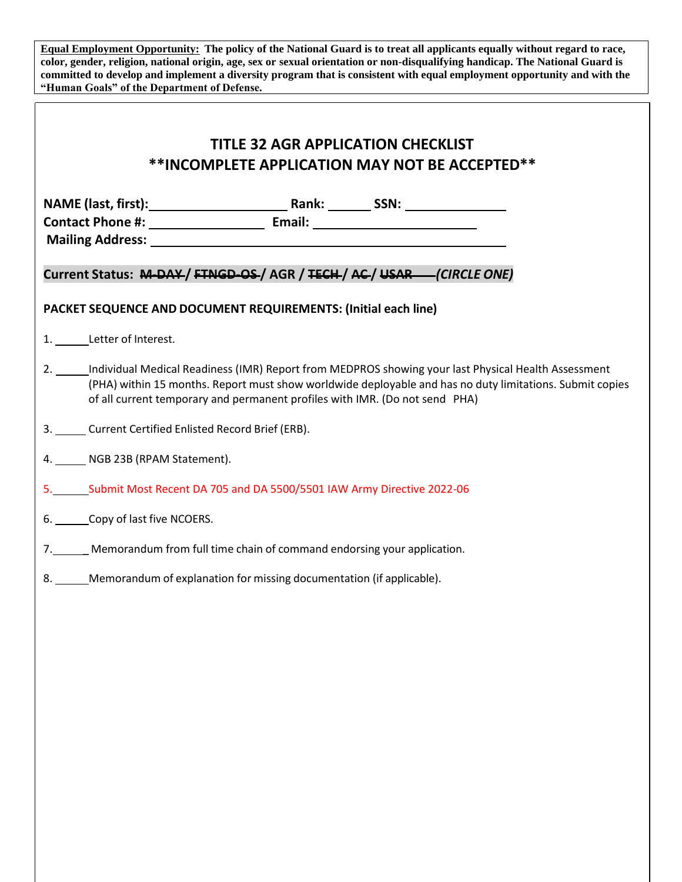**Equal Employment Opportunity:** **The policy of the National Guard is to treat all applicants equally without regard to race, color, gender, religion, national origin, age, sex or sexual orientation or non-disqualifying handicap. The National Guard is committed to develop and implement a diversity program that is consistent with equal employment opportunity and with the "Human Goals" of the Department of Defense.**

# TITLE 32 AGR APPLICATION CHECKLIST

## **INCOMPLETE APPLICATION MAY NOT BE ACCEPTED**

**NAME (last, first):** ____________________ **Rank:** ______ **SSN:** ______________

**Contact Phone #:** ________________ **Email:** ________________________

**Mailing Address:** ______________________________________________

**Current Status: ~~M-DAY~~ / ~~FTNGD-OS~~ / AGR / ~~TECH~~ / ~~AC~~ / ~~USAR~~ *(CIRCLE ONE)***

**PACKET SEQUENCE AND DOCUMENT REQUIREMENTS: (Initial each line)**

1. ______Letter of Interest.

2. ______Individual Medical Readiness (IMR) Report from MEDPROS showing your last Physical Health Assessment (PHA) within 15 months. Report must show worldwide deployable and has no duty limitations. Submit copies of all current temporary and permanent profiles with IMR. (Do not send PHA)

3. ______ Current Certified Enlisted Record Brief (ERB).

4. ______ NGB 23B (RPAM Statement).

5. ______Submit Most Recent DA 705 and DA 5500/5501 IAW Army Directive 2022-06

6. ______Copy of last five NCOERS.

7. ______ Memorandum from full time chain of command endorsing your application.

8. ______Memorandum of explanation for missing documentation (if applicable).